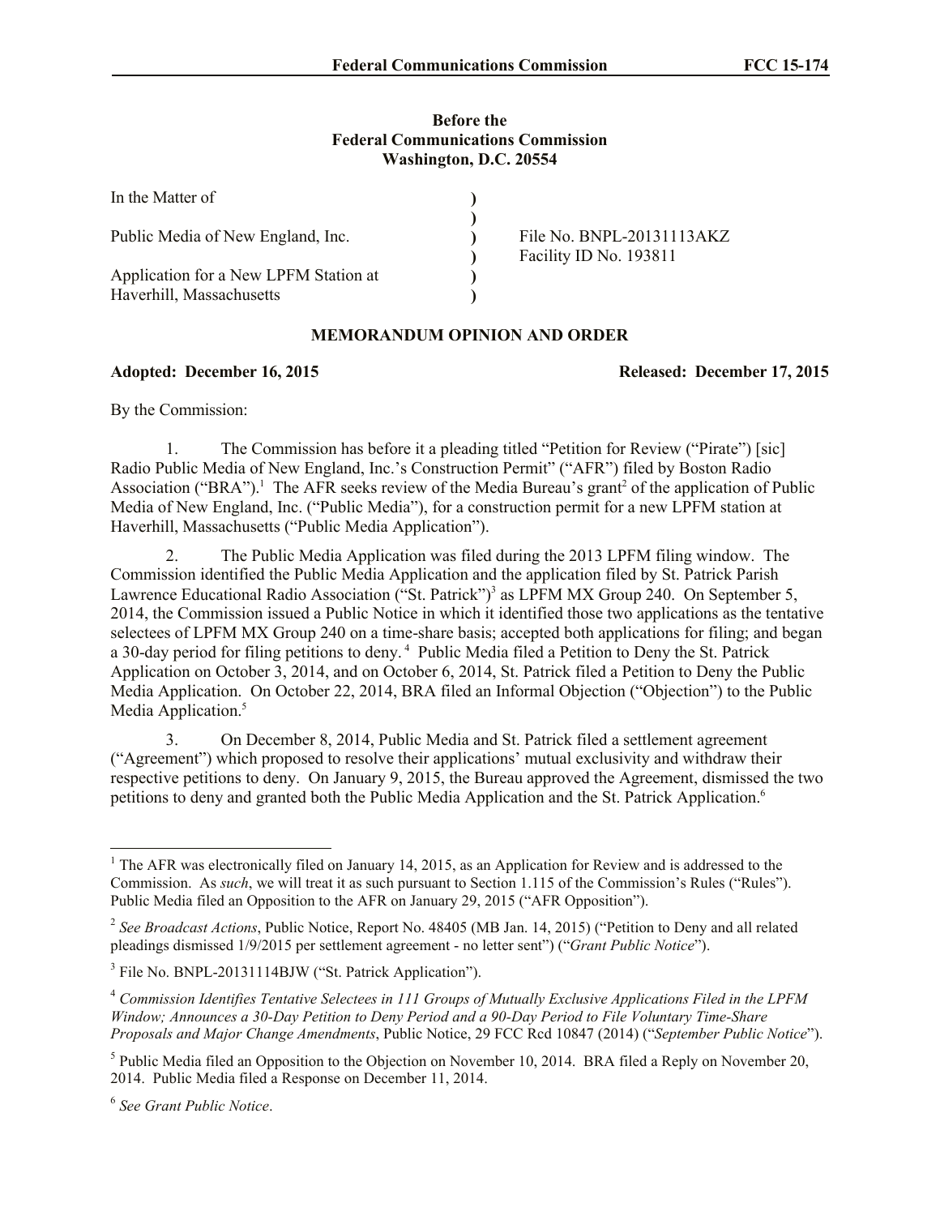**Before the**
**Federal Communications Commission**
**Washington, D.C. 20554**

| | | |
|---|---|---|
| In the Matter of | ) | |
| | ) | |
| Public Media of New England, Inc. | ) | File No. BNPL-20131113AKZ |
| | ) | Facility ID No. 193811 |
| Application for a New LPFM Station at | ) | |
| Haverhill, Massachusetts | ) | |

**MEMORANDUM OPINION AND ORDER**

**Adopted: December 16, 2015** **Released: December 17, 2015**

By the Commission:

1. The Commission has before it a pleading titled "Petition for Review ("Pirate") [sic] Radio Public Media of New England, Inc.'s Construction Permit" ("AFR") filed by Boston Radio Association ("BRA").[1] The AFR seeks review of the Media Bureau's grant[2] of the application of Public Media of New England, Inc. ("Public Media"), for a construction permit for a new LPFM station at Haverhill, Massachusetts ("Public Media Application").

2. The Public Media Application was filed during the 2013 LPFM filing window. The Commission identified the Public Media Application and the application filed by St. Patrick Parish Lawrence Educational Radio Association ("St. Patrick")[3] as LPFM MX Group 240. On September 5, 2014, the Commission issued a Public Notice in which it identified those two applications as the tentative selectees of LPFM MX Group 240 on a time-share basis; accepted both applications for filing; and began a 30-day period for filing petitions to deny.[4] Public Media filed a Petition to Deny the St. Patrick Application on October 3, 2014, and on October 6, 2014, St. Patrick filed a Petition to Deny the Public Media Application. On October 22, 2014, BRA filed an Informal Objection ("Objection") to the Public Media Application.[5]

3. On December 8, 2014, Public Media and St. Patrick filed a settlement agreement ("Agreement") which proposed to resolve their applications' mutual exclusivity and withdraw their respective petitions to deny. On January 9, 2015, the Bureau approved the Agreement, dismissed the two petitions to deny and granted both the Public Media Application and the St. Patrick Application.[6]

---

[1] The AFR was electronically filed on January 14, 2015, as an Application for Review and is addressed to the Commission. As *such*, we will treat it as such pursuant to Section 1.115 of the Commission's Rules ("Rules"). Public Media filed an Opposition to the AFR on January 29, 2015 ("AFR Opposition").

[2] *See Broadcast Actions*, Public Notice, Report No. 48405 (MB Jan. 14, 2015) ("Petition to Deny and all related pleadings dismissed 1/9/2015 per settlement agreement - no letter sent") ("*Grant Public Notice*").

[3] File No. BNPL-20131114BJW ("St. Patrick Application").

[4] *Commission Identifies Tentative Selectees in 111 Groups of Mutually Exclusive Applications Filed in the LPFM Window; Announces a 30-Day Petition to Deny Period and a 90-Day Period to File Voluntary Time-Share Proposals and Major Change Amendments*, Public Notice, 29 FCC Rcd 10847 (2014) ("*September Public Notice*").

[5] Public Media filed an Opposition to the Objection on November 10, 2014. BRA filed a Reply on November 20, 2014. Public Media filed a Response on December 11, 2014.

[6] *See Grant Public Notice*.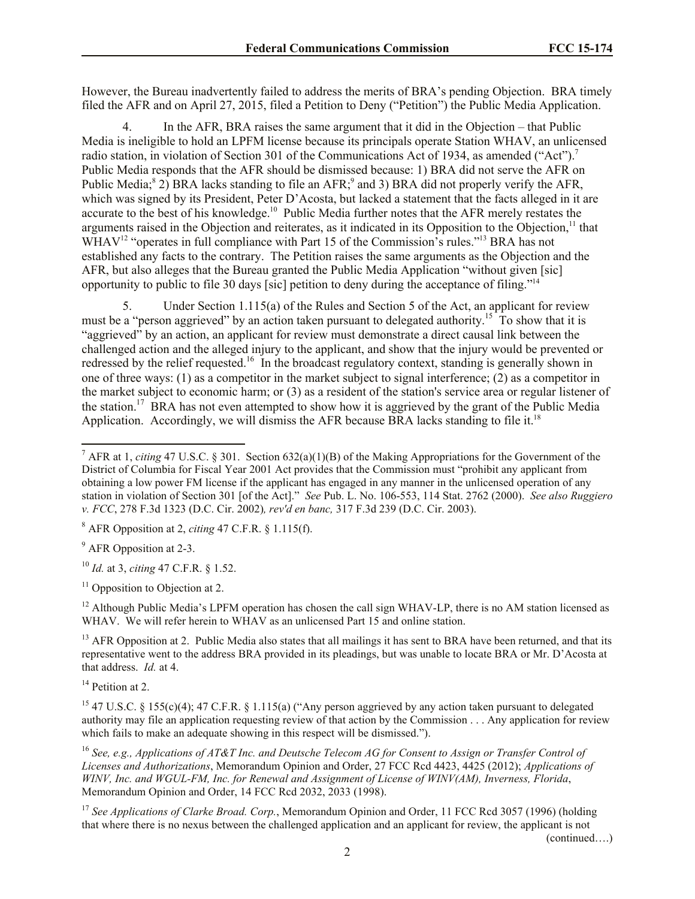However, the Bureau inadvertently failed to address the merits of BRA's pending Objection. BRA timely filed the AFR and on April 27, 2015, filed a Petition to Deny ("Petition") the Public Media Application.

4. In the AFR, BRA raises the same argument that it did in the Objection – that Public Media is ineligible to hold an LPFM license because its principals operate Station WHAV, an unlicensed radio station, in violation of Section 301 of the Communications Act of 1934, as amended ("Act").[7] Public Media responds that the AFR should be dismissed because: 1) BRA did not serve the AFR on Public Media;[8] 2) BRA lacks standing to file an AFR;[9] and 3) BRA did not properly verify the AFR, which was signed by its President, Peter D'Acosta, but lacked a statement that the facts alleged in it are accurate to the best of his knowledge.[10] Public Media further notes that the AFR merely restates the arguments raised in the Objection and reiterates, as it indicated in its Opposition to the Objection,[11] that WHAV[12] "operates in full compliance with Part 15 of the Commission's rules."[13] BRA has not established any facts to the contrary. The Petition raises the same arguments as the Objection and the AFR, but also alleges that the Bureau granted the Public Media Application "without given [sic] opportunity to public to file 30 days [sic] petition to deny during the acceptance of filing."[14]

5. Under Section 1.115(a) of the Rules and Section 5 of the Act, an applicant for review must be a "person aggrieved" by an action taken pursuant to delegated authority.[15] To show that it is "aggrieved" by an action, an applicant for review must demonstrate a direct causal link between the challenged action and the alleged injury to the applicant, and show that the injury would be prevented or redressed by the relief requested.[16] In the broadcast regulatory context, standing is generally shown in one of three ways: (1) as a competitor in the market subject to signal interference; (2) as a competitor in the market subject to economic harm; or (3) as a resident of the station's service area or regular listener of the station.[17] BRA has not even attempted to show how it is aggrieved by the grant of the Public Media Application. Accordingly, we will dismiss the AFR because BRA lacks standing to file it.[18]

---

[7] AFR at 1, *citing* 47 U.S.C. § 301. Section 632(a)(1)(B) of the Making Appropriations for the Government of the District of Columbia for Fiscal Year 2001 Act provides that the Commission must "prohibit any applicant from obtaining a low power FM license if the applicant has engaged in any manner in the unlicensed operation of any station in violation of Section 301 [of the Act]." *See* Pub. L. No. 106-553, 114 Stat. 2762 (2000). *See also Ruggiero v. FCC*, 278 F.3d 1323 (D.C. Cir. 2002)*, rev'd en banc,* 317 F.3d 239 (D.C. Cir. 2003).

[8] AFR Opposition at 2, *citing* 47 C.F.R. § 1.115(f).

[9] AFR Opposition at 2-3.

[10] *Id.* at 3, *citing* 47 C.F.R. § 1.52.

[11] Opposition to Objection at 2.

[12] Although Public Media's LPFM operation has chosen the call sign WHAV-LP, there is no AM station licensed as WHAV. We will refer herein to WHAV as an unlicensed Part 15 and online station.

[13] AFR Opposition at 2. Public Media also states that all mailings it has sent to BRA have been returned, and that its representative went to the address BRA provided in its pleadings, but was unable to locate BRA or Mr. D'Acosta at that address. *Id.* at 4.

[14] Petition at 2.

[15] 47 U.S.C. § 155(c)(4); 47 C.F.R. § 1.115(a) ("Any person aggrieved by any action taken pursuant to delegated authority may file an application requesting review of that action by the Commission . . . Any application for review which fails to make an adequate showing in this respect will be dismissed.").

[16] *See, e.g., Applications of AT&T Inc. and Deutsche Telecom AG for Consent to Assign or Transfer Control of Licenses and Authorizations*, Memorandum Opinion and Order, 27 FCC Rcd 4423, 4425 (2012); *Applications of WINV, Inc. and WGUL-FM, Inc. for Renewal and Assignment of License of WINV(AM), Inverness, Florida*, Memorandum Opinion and Order, 14 FCC Rcd 2032, 2033 (1998).

[17] *See Applications of Clarke Broad. Corp.*, Memorandum Opinion and Order, 11 FCC Rcd 3057 (1996) (holding that where there is no nexus between the challenged application and an applicant for review, the applicant is not

(continued….)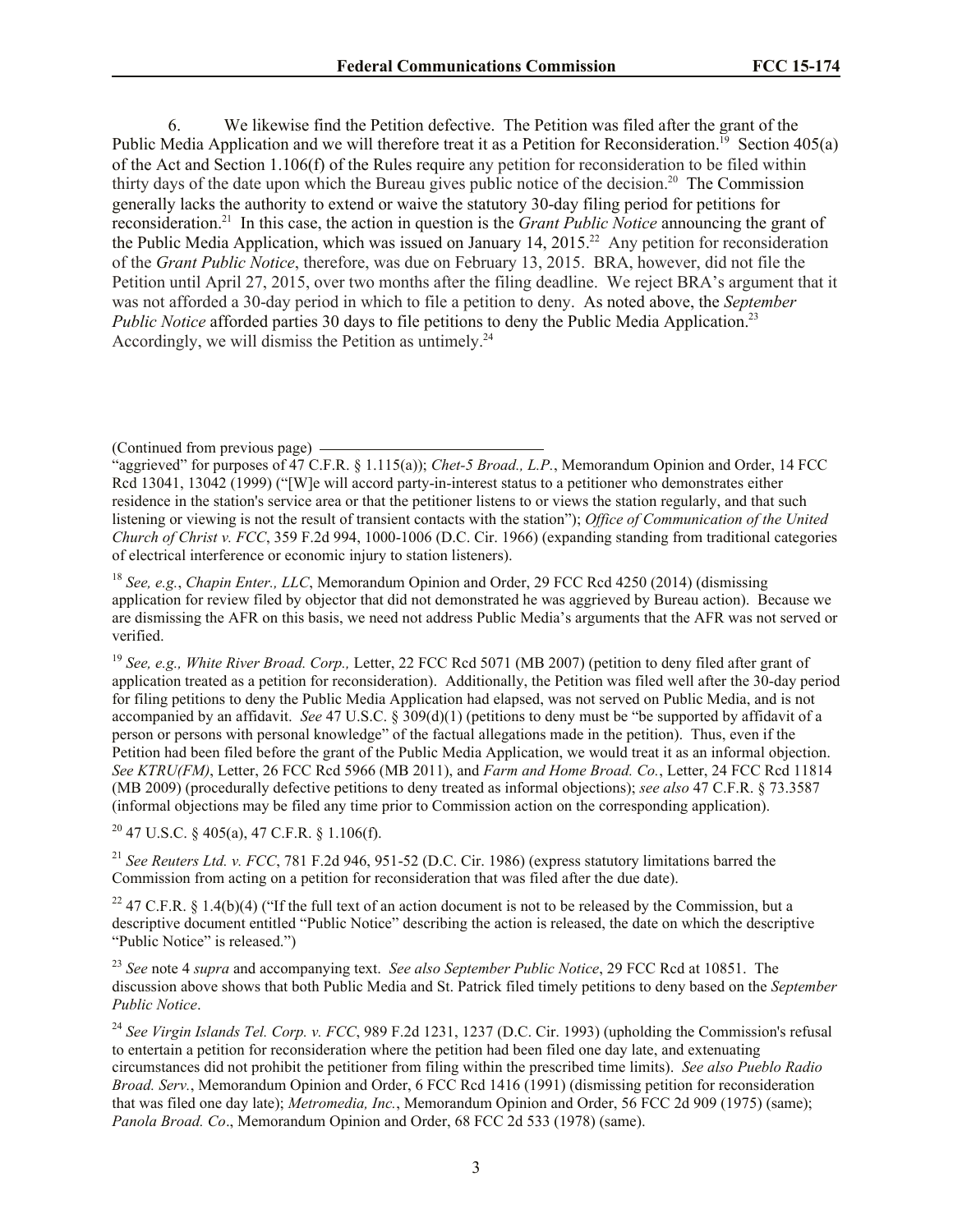6. We likewise find the Petition defective. The Petition was filed after the grant of the Public Media Application and we will therefore treat it as a Petition for Reconsideration.[19] Section 405(a) of the Act and Section 1.106(f) of the Rules require any petition for reconsideration to be filed within thirty days of the date upon which the Bureau gives public notice of the decision.[20] The Commission generally lacks the authority to extend or waive the statutory 30-day filing period for petitions for reconsideration.[21] In this case, the action in question is the *Grant Public Notice* announcing the grant of the Public Media Application, which was issued on January 14, 2015.[22] Any petition for reconsideration of the *Grant Public Notice*, therefore, was due on February 13, 2015. BRA, however, did not file the Petition until April 27, 2015, over two months after the filing deadline. We reject BRA's argument that it was not afforded a 30-day period in which to file a petition to deny. As noted above, the *September Public Notice* afforded parties 30 days to file petitions to deny the Public Media Application.[23] Accordingly, we will dismiss the Petition as untimely.[24]

(Continued from previous page)

"aggrieved" for purposes of 47 C.F.R. § 1.115(a)); *Chet-5 Broad., L.P.*, Memorandum Opinion and Order, 14 FCC Rcd 13041, 13042 (1999) ("[W]e will accord party-in-interest status to a petitioner who demonstrates either residence in the station's service area or that the petitioner listens to or views the station regularly, and that such listening or viewing is not the result of transient contacts with the station"); *Office of Communication of the United Church of Christ v. FCC*, 359 F.2d 994, 1000-1006 (D.C. Cir. 1966) (expanding standing from traditional categories of electrical interference or economic injury to station listeners).

[18] *See, e.g.*, *Chapin Enter., LLC*, Memorandum Opinion and Order, 29 FCC Rcd 4250 (2014) (dismissing application for review filed by objector that did not demonstrated he was aggrieved by Bureau action). Because we are dismissing the AFR on this basis, we need not address Public Media's arguments that the AFR was not served or verified.

[19] *See, e.g., White River Broad. Corp.,* Letter, 22 FCC Rcd 5071 (MB 2007) (petition to deny filed after grant of application treated as a petition for reconsideration). Additionally, the Petition was filed well after the 30-day period for filing petitions to deny the Public Media Application had elapsed, was not served on Public Media, and is not accompanied by an affidavit. *See* 47 U.S.C. § 309(d)(1) (petitions to deny must be "be supported by affidavit of a person or persons with personal knowledge" of the factual allegations made in the petition). Thus, even if the Petition had been filed before the grant of the Public Media Application, we would treat it as an informal objection. *See KTRU(FM)*, Letter, 26 FCC Rcd 5966 (MB 2011), and *Farm and Home Broad. Co.*, Letter, 24 FCC Rcd 11814 (MB 2009) (procedurally defective petitions to deny treated as informal objections); *see also* 47 C.F.R. § 73.3587 (informal objections may be filed any time prior to Commission action on the corresponding application).

[20] 47 U.S.C. § 405(a), 47 C.F.R. § 1.106(f).

[21] *See Reuters Ltd. v. FCC*, 781 F.2d 946, 951-52 (D.C. Cir. 1986) (express statutory limitations barred the Commission from acting on a petition for reconsideration that was filed after the due date).

[22] 47 C.F.R. § 1.4(b)(4) ("If the full text of an action document is not to be released by the Commission, but a descriptive document entitled "Public Notice" describing the action is released, the date on which the descriptive "Public Notice" is released.")

[23] *See* note 4 *supra* and accompanying text. *See also September Public Notice*, 29 FCC Rcd at 10851. The discussion above shows that both Public Media and St. Patrick filed timely petitions to deny based on the *September Public Notice*.

[24] *See Virgin Islands Tel. Corp. v. FCC*, 989 F.2d 1231, 1237 (D.C. Cir. 1993) (upholding the Commission's refusal to entertain a petition for reconsideration where the petition had been filed one day late, and extenuating circumstances did not prohibit the petitioner from filing within the prescribed time limits). *See also Pueblo Radio Broad. Serv.*, Memorandum Opinion and Order, 6 FCC Rcd 1416 (1991) (dismissing petition for reconsideration that was filed one day late); *Metromedia, Inc.*, Memorandum Opinion and Order, 56 FCC 2d 909 (1975) (same); *Panola Broad. Co*., Memorandum Opinion and Order, 68 FCC 2d 533 (1978) (same).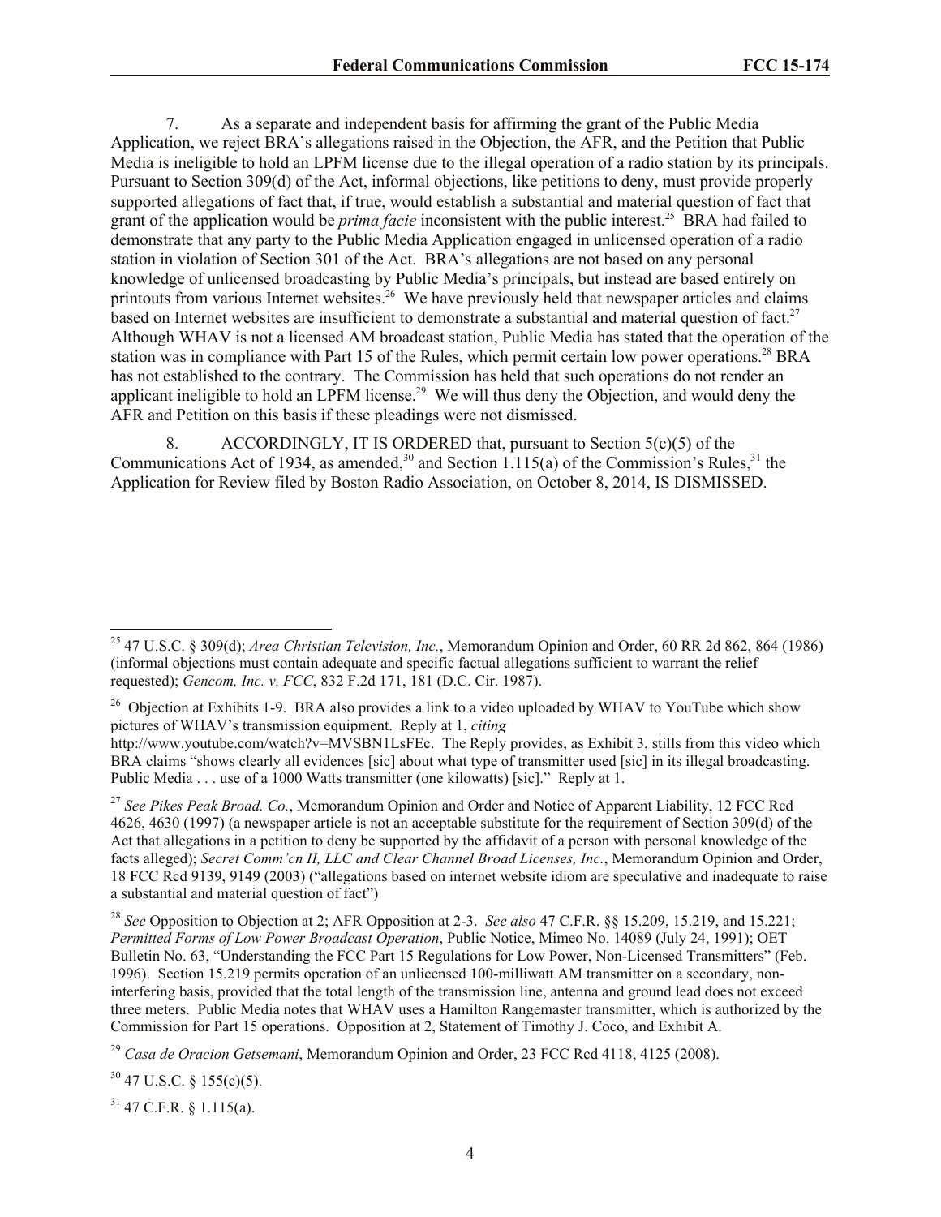7. As a separate and independent basis for affirming the grant of the Public Media Application, we reject BRA's allegations raised in the Objection, the AFR, and the Petition that Public Media is ineligible to hold an LPFM license due to the illegal operation of a radio station by its principals. Pursuant to Section 309(d) of the Act, informal objections, like petitions to deny, must provide properly supported allegations of fact that, if true, would establish a substantial and material question of fact that grant of the application would be *prima facie* inconsistent with the public interest.[25] BRA had failed to demonstrate that any party to the Public Media Application engaged in unlicensed operation of a radio station in violation of Section 301 of the Act. BRA's allegations are not based on any personal knowledge of unlicensed broadcasting by Public Media's principals, but instead are based entirely on printouts from various Internet websites.[26] We have previously held that newspaper articles and claims based on Internet websites are insufficient to demonstrate a substantial and material question of fact.[27] Although WHAV is not a licensed AM broadcast station, Public Media has stated that the operation of the station was in compliance with Part 15 of the Rules, which permit certain low power operations.[28] BRA has not established to the contrary. The Commission has held that such operations do not render an applicant ineligible to hold an LPFM license.[29] We will thus deny the Objection, and would deny the AFR and Petition on this basis if these pleadings were not dismissed.

8. ACCORDINGLY, IT IS ORDERED that, pursuant to Section 5(c)(5) of the Communications Act of 1934, as amended,[30] and Section 1.115(a) of the Commission's Rules,[31] the Application for Review filed by Boston Radio Association, on October 8, 2014, IS DISMISSED.

---

[25] 47 U.S.C. § 309(d); *Area Christian Television, Inc.*, Memorandum Opinion and Order, 60 RR 2d 862, 864 (1986) (informal objections must contain adequate and specific factual allegations sufficient to warrant the relief requested); *Gencom, Inc. v. FCC*, 832 F.2d 171, 181 (D.C. Cir. 1987).

[26] Objection at Exhibits 1-9. BRA also provides a link to a video uploaded by WHAV to YouTube which show pictures of WHAV's transmission equipment. Reply at 1, *citing* http://www.youtube.com/watch?v=MVSBN1LsFEc. The Reply provides, as Exhibit 3, stills from this video which BRA claims "shows clearly all evidences [sic] about what type of transmitter used [sic] in its illegal broadcasting. Public Media . . . use of a 1000 Watts transmitter (one kilowatts) [sic]." Reply at 1.

[27] *See Pikes Peak Broad. Co.*, Memorandum Opinion and Order and Notice of Apparent Liability, 12 FCC Rcd 4626, 4630 (1997) (a newspaper article is not an acceptable substitute for the requirement of Section 309(d) of the Act that allegations in a petition to deny be supported by the affidavit of a person with personal knowledge of the facts alleged); *Secret Comm'cn II, LLC and Clear Channel Broad Licenses, Inc.*, Memorandum Opinion and Order, 18 FCC Rcd 9139, 9149 (2003) ("allegations based on internet website idiom are speculative and inadequate to raise a substantial and material question of fact")

[28] *See* Opposition to Objection at 2; AFR Opposition at 2-3. *See also* 47 C.F.R. §§ 15.209, 15.219, and 15.221; *Permitted Forms of Low Power Broadcast Operation*, Public Notice, Mimeo No. 14089 (July 24, 1991); OET Bulletin No. 63, "Understanding the FCC Part 15 Regulations for Low Power, Non-Licensed Transmitters" (Feb. 1996). Section 15.219 permits operation of an unlicensed 100-milliwatt AM transmitter on a secondary, non-interfering basis, provided that the total length of the transmission line, antenna and ground lead does not exceed three meters. Public Media notes that WHAV uses a Hamilton Rangemaster transmitter, which is authorized by the Commission for Part 15 operations. Opposition at 2, Statement of Timothy J. Coco, and Exhibit A.

[29] *Casa de Oracion Getsemani*, Memorandum Opinion and Order, 23 FCC Rcd 4118, 4125 (2008).

[30] 47 U.S.C. § 155(c)(5).

[31] 47 C.F.R. § 1.115(a).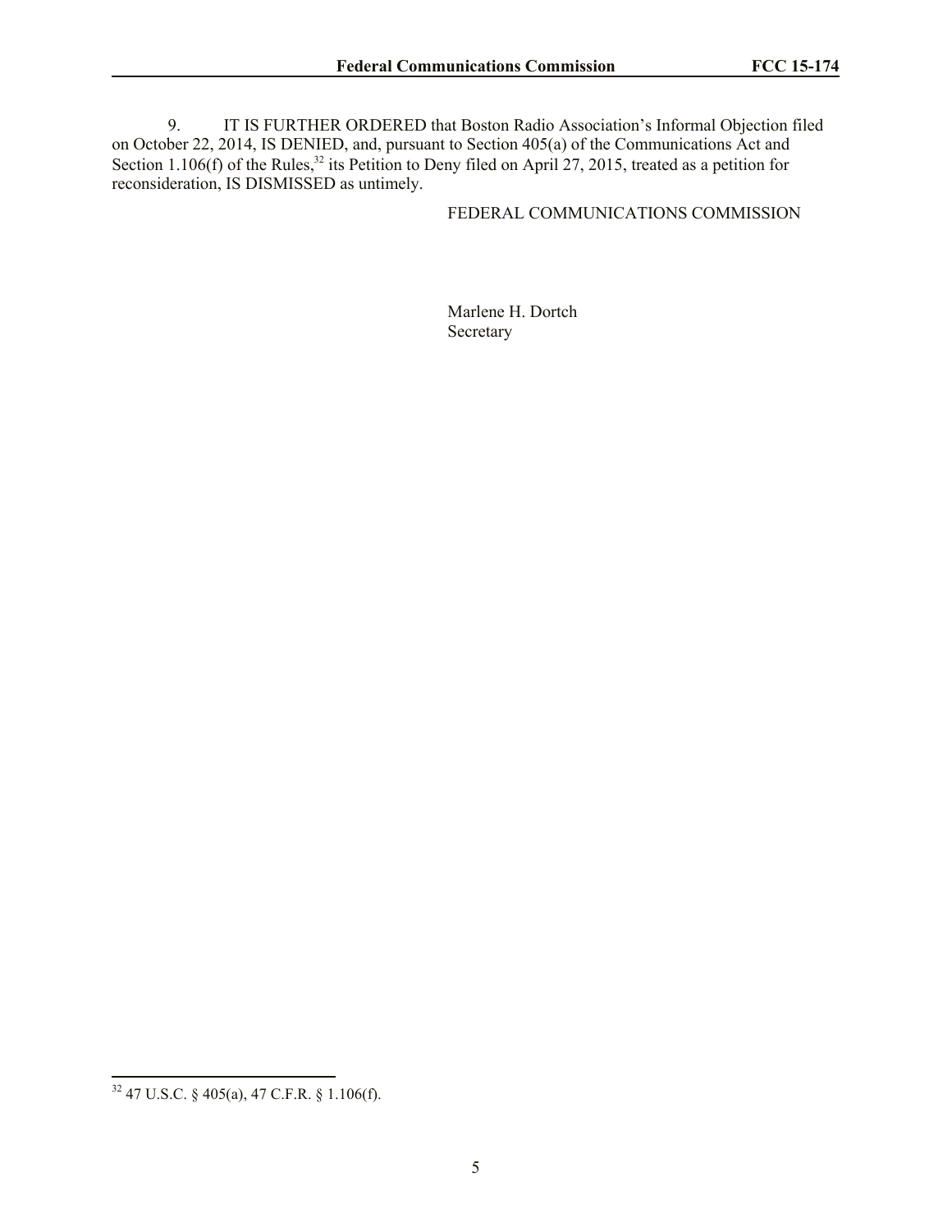9. IT IS FURTHER ORDERED that Boston Radio Association's Informal Objection filed on October 22, 2014, IS DENIED, and, pursuant to Section 405(a) of the Communications Act and Section 1.106(f) of the Rules,[32] its Petition to Deny filed on April 27, 2015, treated as a petition for reconsideration, IS DISMISSED as untimely.

FEDERAL COMMUNICATIONS COMMISSION

Marlene H. Dortch
Secretary

---

[32] 47 U.S.C. § 405(a), 47 C.F.R. § 1.106(f).